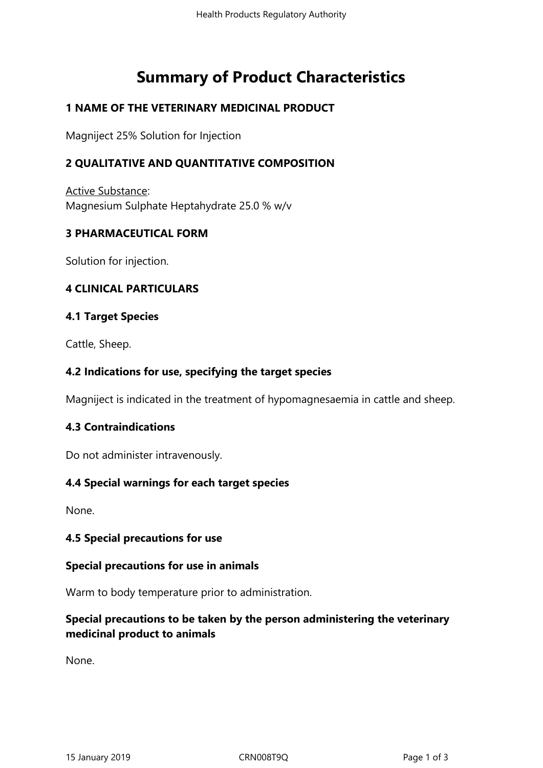# Summary of Product Characteristics

## 1 NAME OF THE VETERINARY MEDICINAL PRODUCT

Magniject 25% Solution for Injection

## 2 QUALITATIVE AND QUANTITATIVE COMPOSITION

Active Substance:
Magnesium Sulphate Heptahydrate 25.0 % w/v

## 3 PHARMACEUTICAL FORM

Solution for injection.

## 4 CLINICAL PARTICULARS

### 4.1 Target Species

Cattle, Sheep.

### 4.2 Indications for use, specifying the target species

Magniject is indicated in the treatment of hypomagnesaemia in cattle and sheep.

### 4.3 Contraindications

Do not administer intravenously.

### 4.4 Special warnings for each target species

None.

### 4.5 Special precautions for use

**Special precautions for use in animals**

Warm to body temperature prior to administration.

**Special precautions to be taken by the person administering the veterinary medicinal product to animals**

None.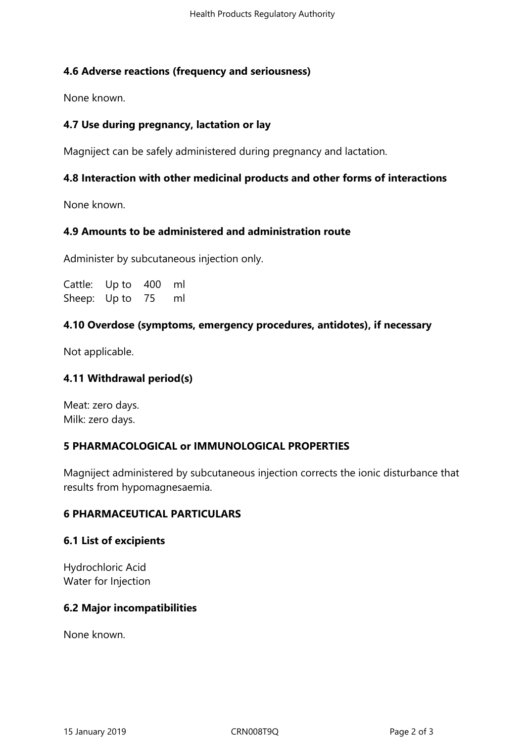### 4.6 Adverse reactions (frequency and seriousness)

None known.

### 4.7 Use during pregnancy, lactation or lay

Magniject can be safely administered during pregnancy and lactation.

### 4.8 Interaction with other medicinal products and other forms of interactions

None known.

### 4.9 Amounts to be administered and administration route

Administer by subcutaneous injection only.

| | | | |
|---|---|---|---|
| Cattle: | Up to | 400 | ml |
| Sheep: | Up to | 75 | ml |

### 4.10 Overdose (symptoms, emergency procedures, antidotes), if necessary

Not applicable.

### 4.11 Withdrawal period(s)

Meat: zero days.
Milk: zero days.

## 5 PHARMACOLOGICAL or IMMUNOLOGICAL PROPERTIES

Magniject administered by subcutaneous injection corrects the ionic disturbance that results from hypomagnesaemia.

## 6 PHARMACEUTICAL PARTICULARS

### 6.1 List of excipients

Hydrochloric Acid
Water for Injection

### 6.2 Major incompatibilities

None known.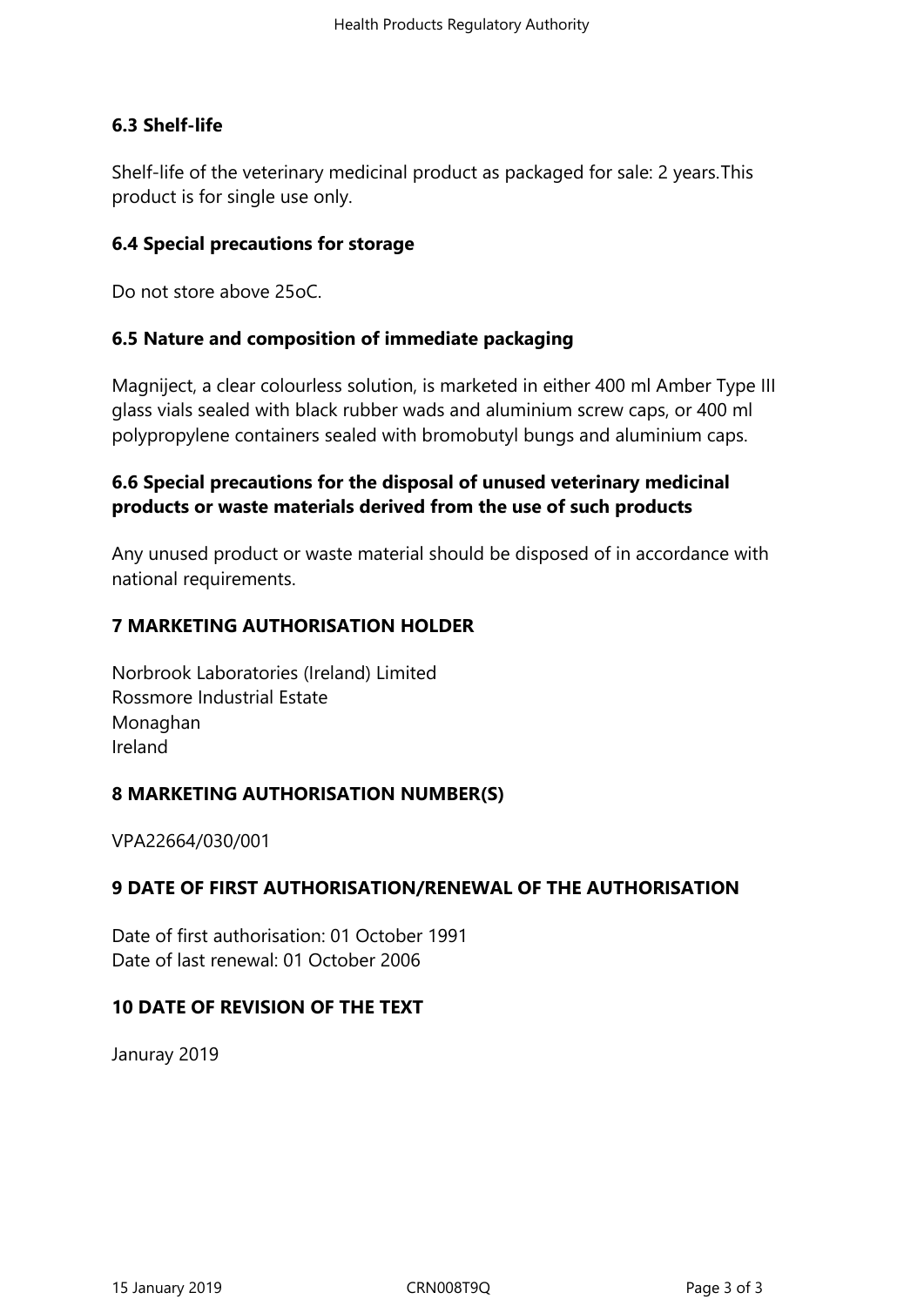### 6.3 Shelf-life

Shelf-life of the veterinary medicinal product as packaged for sale: 2 years.This product is for single use only.

### 6.4 Special precautions for storage

Do not store above 25oC.

### 6.5 Nature and composition of immediate packaging

Magniject, a clear colourless solution, is marketed in either 400 ml Amber Type III glass vials sealed with black rubber wads and aluminium screw caps, or 400 ml polypropylene containers sealed with bromobutyl bungs and aluminium caps.

### 6.6 Special precautions for the disposal of unused veterinary medicinal products or waste materials derived from the use of such products

Any unused product or waste material should be disposed of in accordance with national requirements.

## 7 MARKETING AUTHORISATION HOLDER

Norbrook Laboratories (Ireland) Limited
Rossmore Industrial Estate
Monaghan
Ireland

## 8 MARKETING AUTHORISATION NUMBER(S)

VPA22664/030/001

## 9 DATE OF FIRST AUTHORISATION/RENEWAL OF THE AUTHORISATION

Date of first authorisation: 01 October 1991
Date of last renewal: 01 October 2006

## 10 DATE OF REVISION OF THE TEXT

Januray 2019